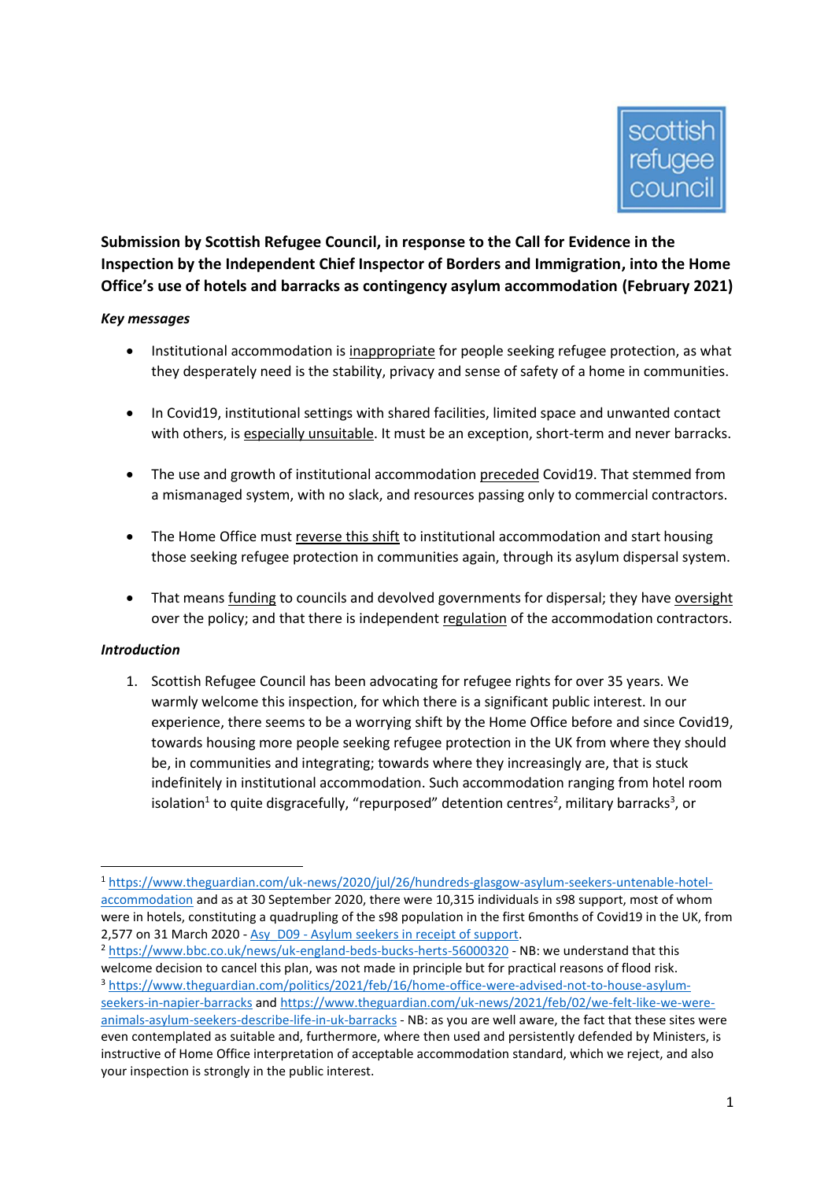**Submission by Scottish Refugee Council, in response to the Call for Evidence in the Inspection by the Independent Chief Inspector of Borders and Immigration, into the Home Office's use of hotels and barracks as contingency asylum accommodation (February 2021)**

***Key messages***

- Institutional accommodation is inappropriate for people seeking refugee protection, as what they desperately need is the stability, privacy and sense of safety of a home in communities.
- In Covid19, institutional settings with shared facilities, limited space and unwanted contact with others, is especially unsuitable. It must be an exception, short-term and never barracks.
- The use and growth of institutional accommodation preceded Covid19. That stemmed from a mismanaged system, with no slack, and resources passing only to commercial contractors.
- The Home Office must reverse this shift to institutional accommodation and start housing those seeking refugee protection in communities again, through its asylum dispersal system.
- That means funding to councils and devolved governments for dispersal; they have oversight over the policy; and that there is independent regulation of the accommodation contractors.

***Introduction***

1. Scottish Refugee Council has been advocating for refugee rights for over 35 years. We warmly welcome this inspection, for which there is a significant public interest. In our experience, there seems to be a worrying shift by the Home Office before and since Covid19, towards housing more people seeking refugee protection in the UK from where they should be, in communities and integrating; towards where they increasingly are, that is stuck indefinitely in institutional accommodation. Such accommodation ranging from hotel room isolation[1] to quite disgracefully, "repurposed" detention centres[2], military barracks[3], or

---

[1] https://www.theguardian.com/uk-news/2020/jul/26/hundreds-glasgow-asylum-seekers-untenable-hotel-accommodation and as at 30 September 2020, there were 10,315 individuals in s98 support, most of whom were in hotels, constituting a quadrupling of the s98 population in the first 6months of Covid19 in the UK, from 2,577 on 31 March 2020 - Asy_D09 - Asylum seekers in receipt of support.

[2] https://www.bbc.co.uk/news/uk-england-beds-bucks-herts-56000320 - NB: we understand that this welcome decision to cancel this plan, was not made in principle but for practical reasons of flood risk.

[3] https://www.theguardian.com/politics/2021/feb/16/home-office-were-advised-not-to-house-asylum-seekers-in-napier-barracks and https://www.theguardian.com/uk-news/2021/feb/02/we-felt-like-we-were-animals-asylum-seekers-describe-life-in-uk-barracks - NB: as you are well aware, the fact that these sites were even contemplated as suitable and, furthermore, where then used and persistently defended by Ministers, is instructive of Home Office interpretation of acceptable accommodation standard, which we reject, and also your inspection is strongly in the public interest.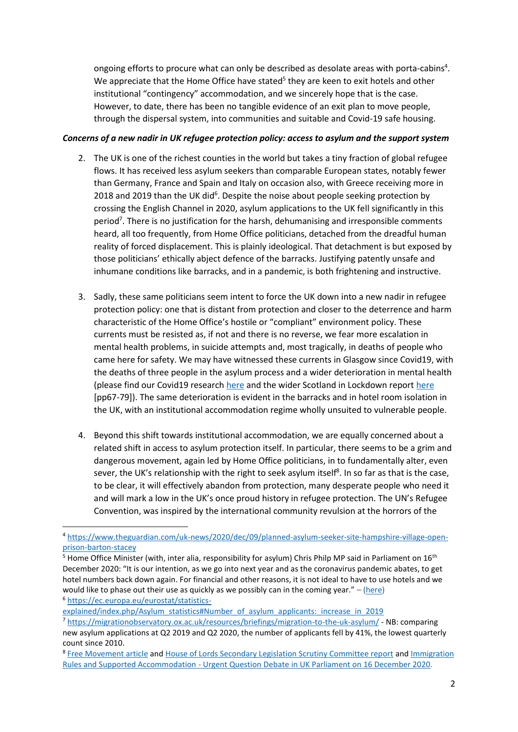ongoing efforts to procure what can only be described as desolate areas with porta-cabins[4]. We appreciate that the Home Office have stated[5] they are keen to exit hotels and other institutional "contingency" accommodation, and we sincerely hope that is the case. However, to date, there has been no tangible evidence of an exit plan to move people, through the dispersal system, into communities and suitable and Covid-19 safe housing.

***Concerns of a new nadir in UK refugee protection policy: access to asylum and the support system***

2. The UK is one of the richest counties in the world but takes a tiny fraction of global refugee flows. It has received less asylum seekers than comparable European states, notably fewer than Germany, France and Spain and Italy on occasion also, with Greece receiving more in 2018 and 2019 than the UK did[6]. Despite the noise about people seeking protection by crossing the English Channel in 2020, asylum applications to the UK fell significantly in this period[7]. There is no justification for the harsh, dehumanising and irresponsible comments heard, all too frequently, from Home Office politicians, detached from the dreadful human reality of forced displacement. This is plainly ideological. That detachment is but exposed by those politicians' ethically abject defence of the barracks. Justifying patently unsafe and inhumane conditions like barracks, and in a pandemic, is both frightening and instructive.

3. Sadly, these same politicians seem intent to force the UK down into a new nadir in refugee protection policy: one that is distant from protection and closer to the deterrence and harm characteristic of the Home Office's hostile or "compliant" environment policy. These currents must be resisted as, if not and there is no reverse, we fear more escalation in mental health problems, in suicide attempts and, most tragically, in deaths of people who came here for safety. We may have witnessed these currents in Glasgow since Covid19, with the deaths of three people in the asylum process and a wider deterioration in mental health (please find our Covid19 research [here]() and the wider Scotland in Lockdown report [here]() [pp67-79]). The same deterioration is evident in the barracks and in hotel room isolation in the UK, with an institutional accommodation regime wholly unsuited to vulnerable people.

4. Beyond this shift towards institutional accommodation, we are equally concerned about a related shift in access to asylum protection itself. In particular, there seems to be a grim and dangerous movement, again led by Home Office politicians, in to fundamentally alter, even sever, the UK's relationship with the right to seek asylum itself[8]. In so far as that is the case, to be clear, it will effectively abandon from protection, many desperate people who need it and will mark a low in the UK's once proud history in refugee protection. The UN's Refugee Convention, was inspired by the international community revulsion at the horrors of the

---

[4] https://www.theguardian.com/uk-news/2020/dec/09/planned-asylum-seeker-site-hampshire-village-open-prison-barton-stacey

[5] Home Office Minister (with, inter alia, responsibility for asylum) Chris Philp MP said in Parliament on 16th December 2020: "It is our intention, as we go into next year and as the coronavirus pandemic abates, to get hotel numbers back down again. For financial and other reasons, it is not ideal to have to use hotels and we would like to phase out their use as quickly as we possibly can in the coming year." – ([here]())

[6] https://ec.europa.eu/eurostat/statistics-explained/index.php/Asylum_statistics#Number_of_asylum_applicants:_increase_in_2019

[7] https://migrationobservatory.ox.ac.uk/resources/briefings/migration-to-the-uk-asylum/ - NB: comparing new asylum applications at Q2 2019 and Q2 2020, the number of applicants fell by 41%, the lowest quarterly count since 2010.

[8] [Free Movement article]() and [House of Lords Secondary Legislation Scrutiny Committee report]() and [Immigration Rules and Supported Accommodation - Urgent Question Debate in UK Parliament on 16 December 2020]().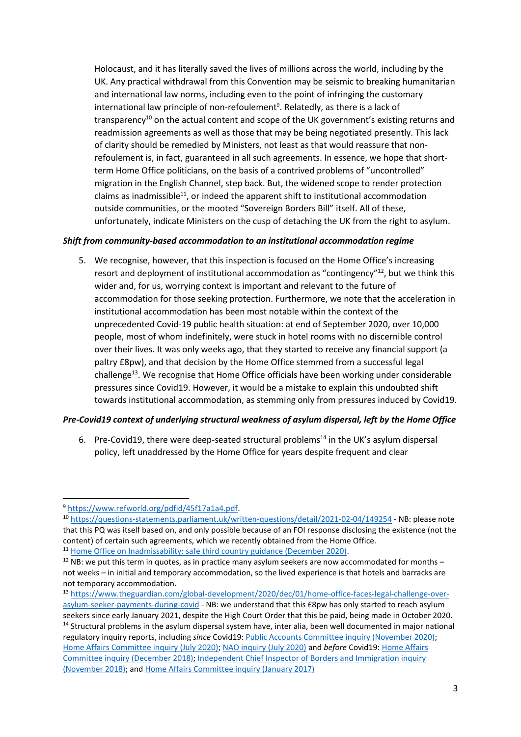Holocaust, and it has literally saved the lives of millions across the world, including by the UK. Any practical withdrawal from this Convention may be seismic to breaking humanitarian and international law norms, including even to the point of infringing the customary international law principle of non-refoulement[9]. Relatedly, as there is a lack of transparency[10] on the actual content and scope of the UK government's existing returns and readmission agreements as well as those that may be being negotiated presently. This lack of clarity should be remedied by Ministers, not least as that would reassure that non-refoulement is, in fact, guaranteed in all such agreements. In essence, we hope that short-term Home Office politicians, on the basis of a contrived problems of "uncontrolled" migration in the English Channel, step back. But, the widened scope to render protection claims as inadmissible[11], or indeed the apparent shift to institutional accommodation outside communities, or the mooted "Sovereign Borders Bill" itself. All of these, unfortunately, indicate Ministers on the cusp of detaching the UK from the right to asylum.

***Shift from community-based accommodation to an institutional accommodation regime***

5. We recognise, however, that this inspection is focused on the Home Office's increasing resort and deployment of institutional accommodation as "contingency"[12], but we think this wider and, for us, worrying context is important and relevant to the future of accommodation for those seeking protection. Furthermore, we note that the acceleration in institutional accommodation has been most notable within the context of the unprecedented Covid-19 public health situation: at end of September 2020, over 10,000 people, most of whom indefinitely, were stuck in hotel rooms with no discernible control over their lives. It was only weeks ago, that they started to receive any financial support (a paltry £8pw), and that decision by the Home Office stemmed from a successful legal challenge[13]. We recognise that Home Office officials have been working under considerable pressures since Covid19. However, it would be a mistake to explain this undoubted shift towards institutional accommodation, as stemming only from pressures induced by Covid19.

***Pre-Covid19 context of underlying structural weakness of asylum dispersal, left by the Home Office***

6. Pre-Covid19, there were deep-seated structural problems[14] in the UK's asylum dispersal policy, left unaddressed by the Home Office for years despite frequent and clear

---

[9] https://www.refworld.org/pdfid/45f17a1a4.pdf.

[10] https://questions-statements.parliament.uk/written-questions/detail/2021-02-04/149254 - NB: please note that this PQ was itself based on, and only possible because of an FOI response disclosing the existence (not the content) of certain such agreements, which we recently obtained from the Home Office.

[11] Home Office on Inadmissability: safe third country guidance (December 2020).

[12] NB: we put this term in quotes, as in practice many asylum seekers are now accommodated for months – not weeks – in initial and temporary accommodation, so the lived experience is that hotels and barracks are not temporary accommodation.

[13] https://www.theguardian.com/global-development/2020/dec/01/home-office-faces-legal-challenge-over-asylum-seeker-payments-during-covid - NB: we understand that this £8pw has only started to reach asylum seekers since early January 2021, despite the High Court Order that this be paid, being made in October 2020.

[14] Structural problems in the asylum dispersal system have, inter alia, been well documented in major national regulatory inquiry reports, including *since* Covid19: Public Accounts Committee inquiry (November 2020); Home Affairs Committee inquiry (July 2020); NAO inquiry (July 2020) and *before* Covid19: Home Affairs Committee inquiry (December 2018); Independent Chief Inspector of Borders and Immigration inquiry (November 2018); and Home Affairs Committee inquiry (January 2017)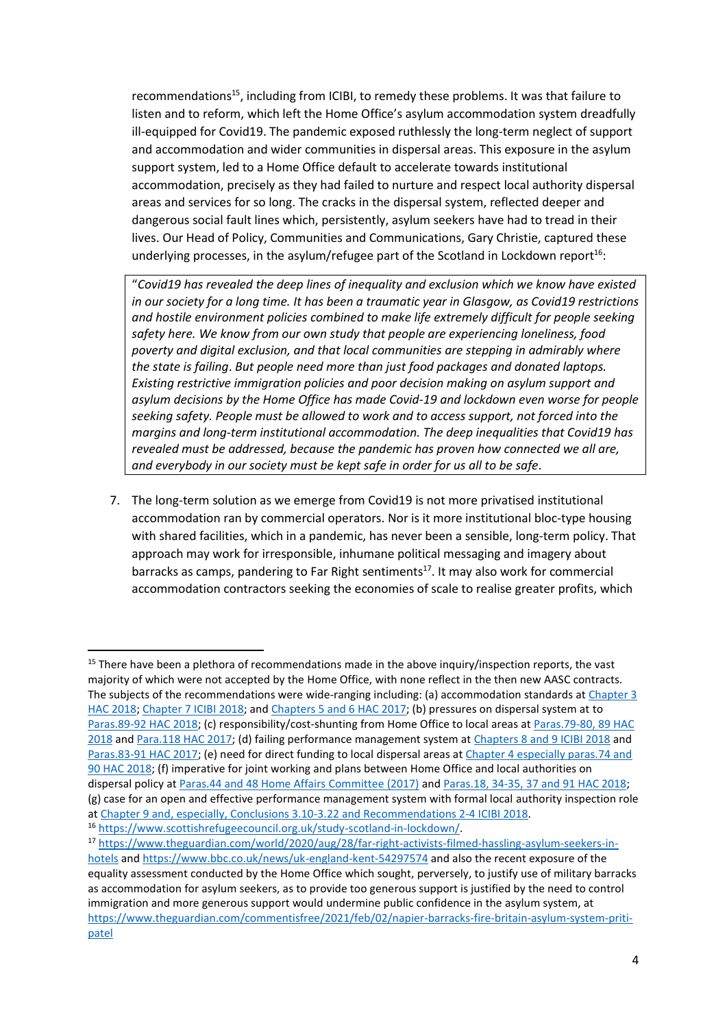recommendations[15], including from ICIBI, to remedy these problems. It was that failure to listen and to reform, which left the Home Office's asylum accommodation system dreadfully ill-equipped for Covid19. The pandemic exposed ruthlessly the long-term neglect of support and accommodation and wider communities in dispersal areas. This exposure in the asylum support system, led to a Home Office default to accelerate towards institutional accommodation, precisely as they had failed to nurture and respect local authority dispersal areas and services for so long. The cracks in the dispersal system, reflected deeper and dangerous social fault lines which, persistently, asylum seekers have had to tread in their lives. Our Head of Policy, Communities and Communications, Gary Christie, captured these underlying processes, in the asylum/refugee part of the Scotland in Lockdown report[16]:

> "*Covid19 has revealed the deep lines of inequality and exclusion which we know have existed in our society for a long time. It has been a traumatic year in Glasgow, as Covid19 restrictions and hostile environment policies combined to make life extremely difficult for people seeking safety here. We know from our own study that people are experiencing loneliness, food poverty and digital exclusion, and that local communities are stepping in admirably where the state is failing. But people need more than just food packages and donated laptops. Existing restrictive immigration policies and poor decision making on asylum support and asylum decisions by the Home Office has made Covid-19 and lockdown even worse for people seeking safety. People must be allowed to work and to access support, not forced into the margins and long-term institutional accommodation. The deep inequalities that Covid19 has revealed must be addressed, because the pandemic has proven how connected we all are, and everybody in our society must be kept safe in order for us all to be safe*.

7. The long-term solution as we emerge from Covid19 is not more privatised institutional accommodation ran by commercial operators. Nor is it more institutional bloc-type housing with shared facilities, which in a pandemic, has never been a sensible, long-term policy. That approach may work for irresponsible, inhumane political messaging and imagery about barracks as camps, pandering to Far Right sentiments[17]. It may also work for commercial accommodation contractors seeking the economies of scale to realise greater profits, which

---

[15] There have been a plethora of recommendations made in the above inquiry/inspection reports, the vast majority of which were not accepted by the Home Office, with none reflect in the then new AASC contracts. The subjects of the recommendations were wide-ranging including: (a) accommodation standards at Chapter 3 HAC 2018; Chapter 7 ICIBI 2018; and Chapters 5 and 6 HAC 2017; (b) pressures on dispersal system at to Paras.89-92 HAC 2018; (c) responsibility/cost-shunting from Home Office to local areas at Paras.79-80, 89 HAC 2018 and Para.118 HAC 2017; (d) failing performance management system at Chapters 8 and 9 ICIBI 2018 and Paras.83-91 HAC 2017; (e) need for direct funding to local dispersal areas at Chapter 4 especially paras.74 and 90 HAC 2018; (f) imperative for joint working and plans between Home Office and local authorities on dispersal policy at Paras.44 and 48 Home Affairs Committee (2017) and Paras.18, 34-35, 37 and 91 HAC 2018; (g) case for an open and effective performance management system with formal local authority inspection role at Chapter 9 and, especially, Conclusions 3.10-3.22 and Recommendations 2-4 ICIBI 2018.

[16] https://www.scottishrefugeecouncil.org.uk/study-scotland-in-lockdown/.

[17] https://www.theguardian.com/world/2020/aug/28/far-right-activists-filmed-hassling-asylum-seekers-in-hotels and https://www.bbc.co.uk/news/uk-england-kent-54297625 and also the recent exposure of the equality assessment conducted by the Home Office which sought, perversely, to justify use of military barracks as accommodation for asylum seekers, as to provide too generous support is justified by the need to control immigration and more generous support would undermine public confidence in the asylum system, at https://www.theguardian.com/commentisfree/2021/feb/02/napier-barracks-fire-britain-asylum-system-priti-patel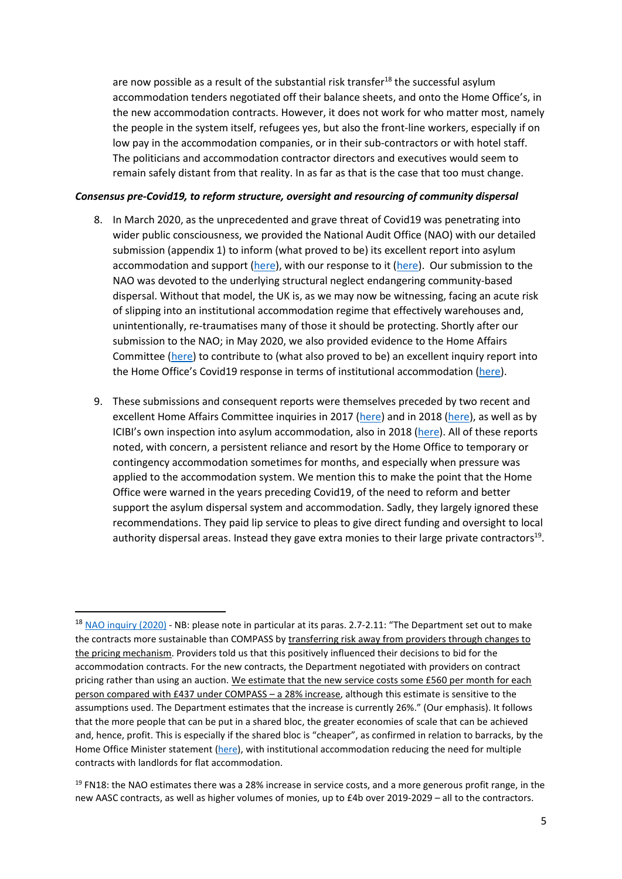are now possible as a result of the substantial risk transfer[18] the successful asylum accommodation tenders negotiated off their balance sheets, and onto the Home Office's, in the new accommodation contracts. However, it does not work for who matter most, namely the people in the system itself, refugees yes, but also the front-line workers, especially if on low pay in the accommodation companies, or in their sub-contractors or with hotel staff. The politicians and accommodation contractor directors and executives would seem to remain safely distant from that reality. In as far as that is the case that too must change.

***Consensus pre-Covid19, to reform structure, oversight and resourcing of community dispersal***

8. In March 2020, as the unprecedented and grave threat of Covid19 was penetrating into wider public consciousness, we provided the National Audit Office (NAO) with our detailed submission (appendix 1) to inform (what proved to be) its excellent report into asylum accommodation and support (here), with our response to it (here). Our submission to the NAO was devoted to the underlying structural neglect endangering community-based dispersal. Without that model, the UK is, as we may now be witnessing, facing an acute risk of slipping into an institutional accommodation regime that effectively warehouses and, unintentionally, re-traumatises many of those it should be protecting. Shortly after our submission to the NAO; in May 2020, we also provided evidence to the Home Affairs Committee (here) to contribute to (what also proved to be) an excellent inquiry report into the Home Office's Covid19 response in terms of institutional accommodation (here).

9. These submissions and consequent reports were themselves preceded by two recent and excellent Home Affairs Committee inquiries in 2017 (here) and in 2018 (here), as well as by ICIBI's own inspection into asylum accommodation, also in 2018 (here). All of these reports noted, with concern, a persistent reliance and resort by the Home Office to temporary or contingency accommodation sometimes for months, and especially when pressure was applied to the accommodation system. We mention this to make the point that the Home Office were warned in the years preceding Covid19, of the need to reform and better support the asylum dispersal system and accommodation. Sadly, they largely ignored these recommendations. They paid lip service to pleas to give direct funding and oversight to local authority dispersal areas. Instead they gave extra monies to their large private contractors[19].

---

[18] NAO inquiry (2020) - NB: please note in particular at its paras. 2.7-2.11: "The Department set out to make the contracts more sustainable than COMPASS by <u>transferring risk away from providers through changes to the pricing mechanism</u>. Providers told us that this positively influenced their decisions to bid for the accommodation contracts. For the new contracts, the Department negotiated with providers on contract pricing rather than using an auction. <u>We estimate that the new service costs some £560 per month for each person compared with £437 under COMPASS – a 28% increase</u>, although this estimate is sensitive to the assumptions used. The Department estimates that the increase is currently 26%." (Our emphasis). It follows that the more people that can be put in a shared bloc, the greater economies of scale that can be achieved and, hence, profit. This is especially if the shared bloc is "cheaper", as confirmed in relation to barracks, by the Home Office Minister statement (here), with institutional accommodation reducing the need for multiple contracts with landlords for flat accommodation.

[19] FN18: the NAO estimates there was a 28% increase in service costs, and a more generous profit range, in the new AASC contracts, as well as higher volumes of monies, up to £4b over 2019-2029 – all to the contractors.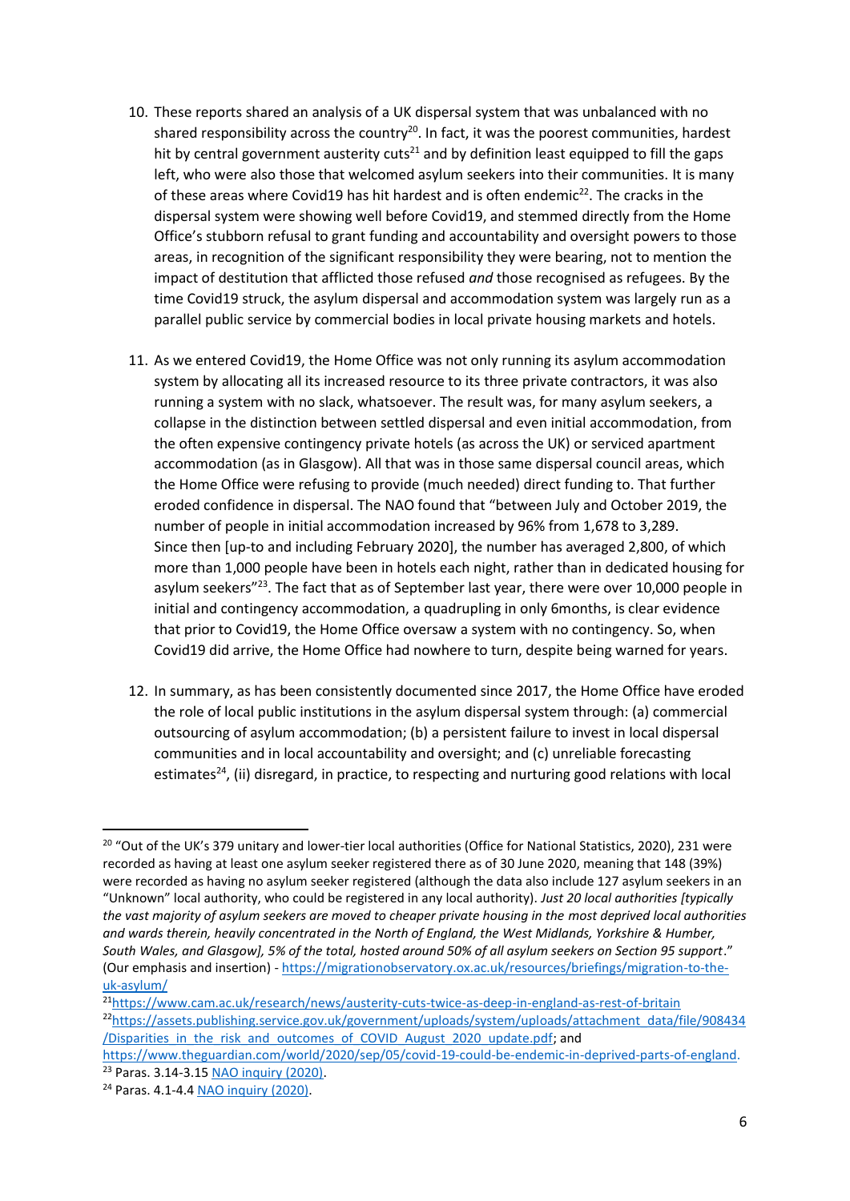10. These reports shared an analysis of a UK dispersal system that was unbalanced with no shared responsibility across the country[20]. In fact, it was the poorest communities, hardest hit by central government austerity cuts[21] and by definition least equipped to fill the gaps left, who were also those that welcomed asylum seekers into their communities. It is many of these areas where Covid19 has hit hardest and is often endemic[22]. The cracks in the dispersal system were showing well before Covid19, and stemmed directly from the Home Office's stubborn refusal to grant funding and accountability and oversight powers to those areas, in recognition of the significant responsibility they were bearing, not to mention the impact of destitution that afflicted those refused *and* those recognised as refugees. By the time Covid19 struck, the asylum dispersal and accommodation system was largely run as a parallel public service by commercial bodies in local private housing markets and hotels.

11. As we entered Covid19, the Home Office was not only running its asylum accommodation system by allocating all its increased resource to its three private contractors, it was also running a system with no slack, whatsoever. The result was, for many asylum seekers, a collapse in the distinction between settled dispersal and even initial accommodation, from the often expensive contingency private hotels (as across the UK) or serviced apartment accommodation (as in Glasgow). All that was in those same dispersal council areas, which the Home Office were refusing to provide (much needed) direct funding to. That further eroded confidence in dispersal. The NAO found that "between July and October 2019, the number of people in initial accommodation increased by 96% from 1,678 to 3,289. Since then [up-to and including February 2020], the number has averaged 2,800, of which more than 1,000 people have been in hotels each night, rather than in dedicated housing for asylum seekers"[23]. The fact that as of September last year, there were over 10,000 people in initial and contingency accommodation, a quadrupling in only 6months, is clear evidence that prior to Covid19, the Home Office oversaw a system with no contingency. So, when Covid19 did arrive, the Home Office had nowhere to turn, despite being warned for years.

12. In summary, as has been consistently documented since 2017, the Home Office have eroded the role of local public institutions in the asylum dispersal system through: (a) commercial outsourcing of asylum accommodation; (b) a persistent failure to invest in local dispersal communities and in local accountability and oversight; and (c) unreliable forecasting estimates[24], (ii) disregard, in practice, to respecting and nurturing good relations with local

---

[20] "Out of the UK's 379 unitary and lower-tier local authorities (Office for National Statistics, 2020), 231 were recorded as having at least one asylum seeker registered there as of 30 June 2020, meaning that 148 (39%) were recorded as having no asylum seeker registered (although the data also include 127 asylum seekers in an "Unknown" local authority, who could be registered in any local authority). *Just 20 local authorities [typically the vast majority of asylum seekers are moved to cheaper private housing in the most deprived local authorities and wards therein, heavily concentrated in the North of England, the West Midlands, Yorkshire & Humber, South Wales, and Glasgow], 5% of the total, hosted around 50% of all asylum seekers on Section 95 support*." (Our emphasis and insertion) - https://migrationobservatory.ox.ac.uk/resources/briefings/migration-to-the-uk-asylum/

[21] https://www.cam.ac.uk/research/news/austerity-cuts-twice-as-deep-in-england-as-rest-of-britain

[22] https://assets.publishing.service.gov.uk/government/uploads/system/uploads/attachment_data/file/908434/Disparities_in_the_risk_and_outcomes_of_COVID_August_2020_update.pdf; and https://www.theguardian.com/world/2020/sep/05/covid-19-could-be-endemic-in-deprived-parts-of-england.

[23] Paras. 3.14-3.15 NAO inquiry (2020).

[24] Paras. 4.1-4.4 NAO inquiry (2020).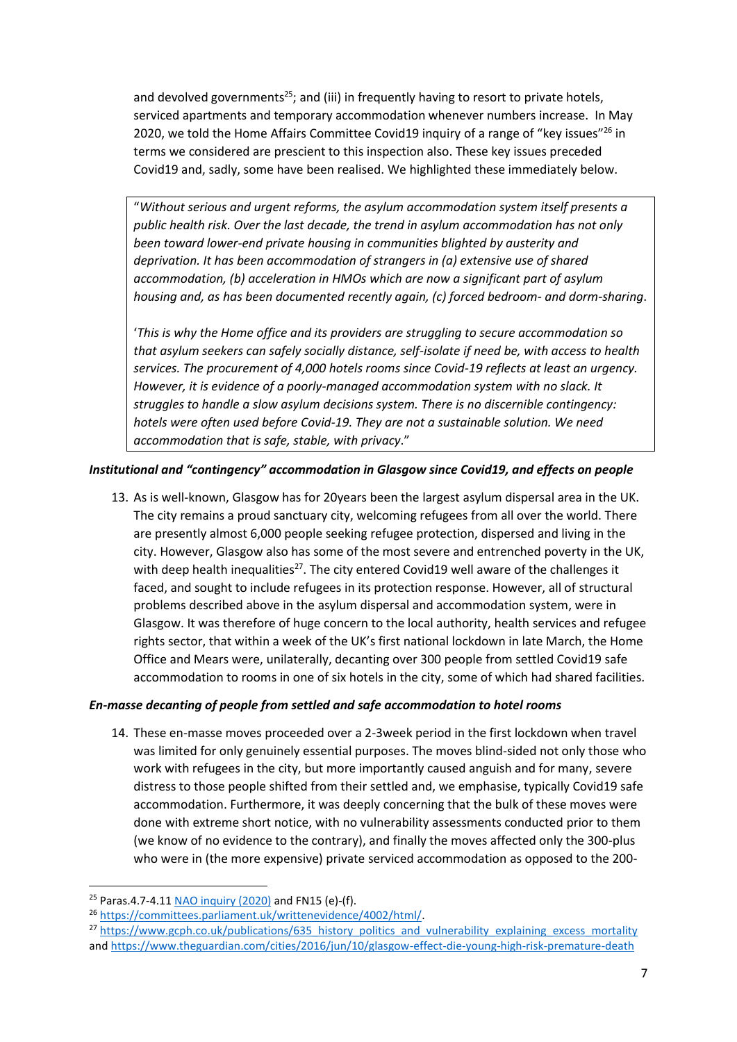and devolved governments[25]; and (iii) in frequently having to resort to private hotels, serviced apartments and temporary accommodation whenever numbers increase. In May 2020, we told the Home Affairs Committee Covid19 inquiry of a range of "key issues"[26] in terms we considered are prescient to this inspection also. These key issues preceded Covid19 and, sadly, some have been realised. We highlighted these immediately below.

> "*Without serious and urgent reforms, the asylum accommodation system itself presents a public health risk. Over the last decade, the trend in asylum accommodation has not only been toward lower-end private housing in communities blighted by austerity and deprivation. It has been accommodation of strangers in (a) extensive use of shared accommodation, (b) acceleration in HMOs which are now a significant part of asylum housing and, as has been documented recently again, (c) forced bedroom- and dorm-sharing*.
>
> '*This is why the Home office and its providers are struggling to secure accommodation so that asylum seekers can safely socially distance, self-isolate if need be, with access to health services. The procurement of 4,000 hotels rooms since Covid-19 reflects at least an urgency. However, it is evidence of a poorly-managed accommodation system with no slack. It struggles to handle a slow asylum decisions system. There is no discernible contingency: hotels were often used before Covid-19. They are not a sustainable solution. We need accommodation that is safe, stable, with privacy*."

***Institutional and "contingency" accommodation in Glasgow since Covid19, and effects on people***

13. As is well-known, Glasgow has for 20years been the largest asylum dispersal area in the UK. The city remains a proud sanctuary city, welcoming refugees from all over the world. There are presently almost 6,000 people seeking refugee protection, dispersed and living in the city. However, Glasgow also has some of the most severe and entrenched poverty in the UK, with deep health inequalities[27]. The city entered Covid19 well aware of the challenges it faced, and sought to include refugees in its protection response. However, all of structural problems described above in the asylum dispersal and accommodation system, were in Glasgow. It was therefore of huge concern to the local authority, health services and refugee rights sector, that within a week of the UK's first national lockdown in late March, the Home Office and Mears were, unilaterally, decanting over 300 people from settled Covid19 safe accommodation to rooms in one of six hotels in the city, some of which had shared facilities.

***En-masse decanting of people from settled and safe accommodation to hotel rooms***

14. These en-masse moves proceeded over a 2-3week period in the first lockdown when travel was limited for only genuinely essential purposes. The moves blind-sided not only those who work with refugees in the city, but more importantly caused anguish and for many, severe distress to those people shifted from their settled and, we emphasise, typically Covid19 safe accommodation. Furthermore, it was deeply concerning that the bulk of these moves were done with extreme short notice, with no vulnerability assessments conducted prior to them (we know of no evidence to the contrary), and finally the moves affected only the 300-plus who were in (the more expensive) private serviced accommodation as opposed to the 200-

---

[25] Paras.4.7-4.11 [NAO inquiry (2020)] and FN15 (e)-(f).

[26] https://committees.parliament.uk/writtenevidence/4002/html/.

[27] https://www.gcph.co.uk/publications/635_history_politics_and_vulnerability_explaining_excess_mortality and https://www.theguardian.com/cities/2016/jun/10/glasgow-effect-die-young-high-risk-premature-death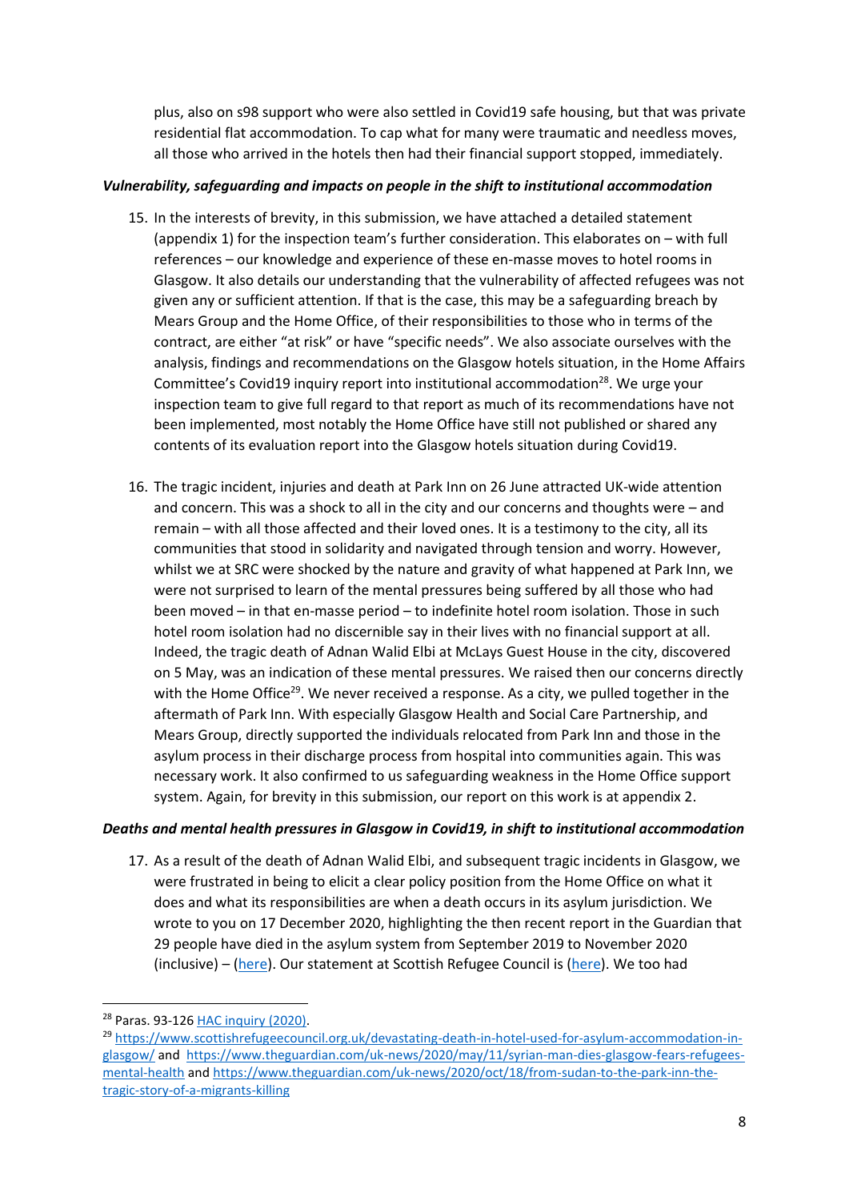plus, also on s98 support who were also settled in Covid19 safe housing, but that was private residential flat accommodation. To cap what for many were traumatic and needless moves, all those who arrived in the hotels then had their financial support stopped, immediately.

### *Vulnerability, safeguarding and impacts on people in the shift to institutional accommodation*

15. In the interests of brevity, in this submission, we have attached a detailed statement (appendix 1) for the inspection team's further consideration. This elaborates on – with full references – our knowledge and experience of these en-masse moves to hotel rooms in Glasgow. It also details our understanding that the vulnerability of affected refugees was not given any or sufficient attention. If that is the case, this may be a safeguarding breach by Mears Group and the Home Office, of their responsibilities to those who in terms of the contract, are either "at risk" or have "specific needs". We also associate ourselves with the analysis, findings and recommendations on the Glasgow hotels situation, in the Home Affairs Committee's Covid19 inquiry report into institutional accommodation[28]. We urge your inspection team to give full regard to that report as much of its recommendations have not been implemented, most notably the Home Office have still not published or shared any contents of its evaluation report into the Glasgow hotels situation during Covid19.

16. The tragic incident, injuries and death at Park Inn on 26 June attracted UK-wide attention and concern. This was a shock to all in the city and our concerns and thoughts were – and remain – with all those affected and their loved ones. It is a testimony to the city, all its communities that stood in solidarity and navigated through tension and worry. However, whilst we at SRC were shocked by the nature and gravity of what happened at Park Inn, we were not surprised to learn of the mental pressures being suffered by all those who had been moved – in that en-masse period – to indefinite hotel room isolation. Those in such hotel room isolation had no discernible say in their lives with no financial support at all. Indeed, the tragic death of Adnan Walid Elbi at McLays Guest House in the city, discovered on 5 May, was an indication of these mental pressures. We raised then our concerns directly with the Home Office[29]. We never received a response. As a city, we pulled together in the aftermath of Park Inn. With especially Glasgow Health and Social Care Partnership, and Mears Group, directly supported the individuals relocated from Park Inn and those in the asylum process in their discharge process from hospital into communities again. This was necessary work. It also confirmed to us safeguarding weakness in the Home Office support system. Again, for brevity in this submission, our report on this work is at appendix 2.

### *Deaths and mental health pressures in Glasgow in Covid19, in shift to institutional accommodation*

17. As a result of the death of Adnan Walid Elbi, and subsequent tragic incidents in Glasgow, we were frustrated in being to elicit a clear policy position from the Home Office on what it does and what its responsibilities are when a death occurs in its asylum jurisdiction. We wrote to you on 17 December 2020, highlighting the then recent report in the Guardian that 29 people have died in the asylum system from September 2019 to November 2020 (inclusive) – (here). Our statement at Scottish Refugee Council is (here). We too had

---

[28] Paras. 93-126 HAC inquiry (2020).

[29] https://www.scottishrefugeecouncil.org.uk/devastating-death-in-hotel-used-for-asylum-accommodation-in-glasgow/ and https://www.theguardian.com/uk-news/2020/may/11/syrian-man-dies-glasgow-fears-refugees-mental-health and https://www.theguardian.com/uk-news/2020/oct/18/from-sudan-to-the-park-inn-the-tragic-story-of-a-migrants-killing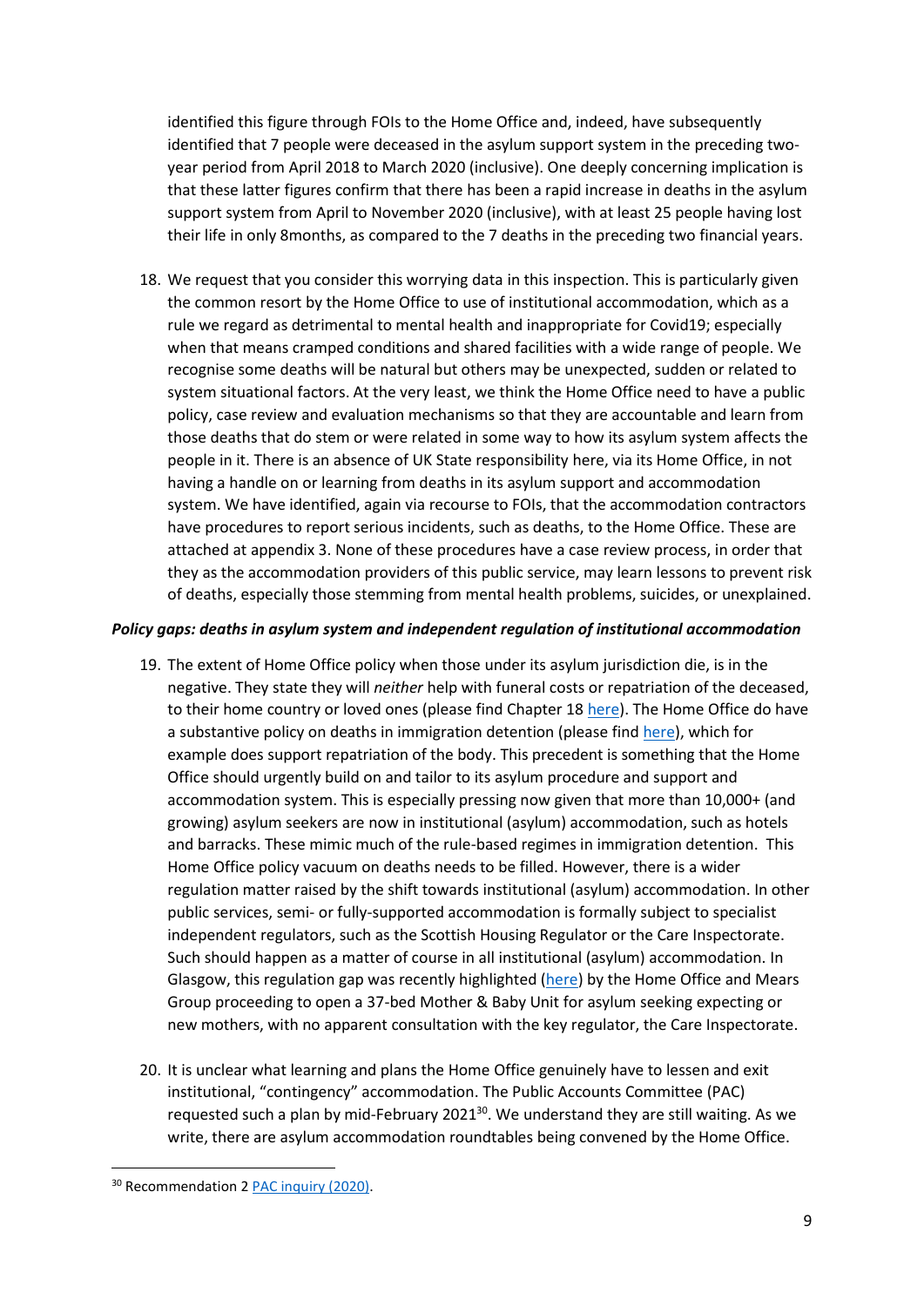identified this figure through FOIs to the Home Office and, indeed, have subsequently identified that 7 people were deceased in the asylum support system in the preceding two-year period from April 2018 to March 2020 (inclusive). One deeply concerning implication is that these latter figures confirm that there has been a rapid increase in deaths in the asylum support system from April to November 2020 (inclusive), with at least 25 people having lost their life in only 8months, as compared to the 7 deaths in the preceding two financial years.

18. We request that you consider this worrying data in this inspection. This is particularly given the common resort by the Home Office to use of institutional accommodation, which as a rule we regard as detrimental to mental health and inappropriate for Covid19; especially when that means cramped conditions and shared facilities with a wide range of people. We recognise some deaths will be natural but others may be unexpected, sudden or related to system situational factors. At the very least, we think the Home Office need to have a public policy, case review and evaluation mechanisms so that they are accountable and learn from those deaths that do stem or were related in some way to how its asylum system affects the people in it. There is an absence of UK State responsibility here, via its Home Office, in not having a handle on or learning from deaths in its asylum support and accommodation system. We have identified, again via recourse to FOIs, that the accommodation contractors have procedures to report serious incidents, such as deaths, to the Home Office. These are attached at appendix 3. None of these procedures have a case review process, in order that they as the accommodation providers of this public service, may learn lessons to prevent risk of deaths, especially those stemming from mental health problems, suicides, or unexplained.

***Policy gaps: deaths in asylum system and independent regulation of institutional accommodation***

19. The extent of Home Office policy when those under its asylum jurisdiction die, is in the negative. They state they will *neither* help with funeral costs or repatriation of the deceased, to their home country or loved ones (please find Chapter 18 here). The Home Office do have a substantive policy on deaths in immigration detention (please find here), which for example does support repatriation of the body. This precedent is something that the Home Office should urgently build on and tailor to its asylum procedure and support and accommodation system. This is especially pressing now given that more than 10,000+ (and growing) asylum seekers are now in institutional (asylum) accommodation, such as hotels and barracks. These mimic much of the rule-based regimes in immigration detention. This Home Office policy vacuum on deaths needs to be filled. However, there is a wider regulation matter raised by the shift towards institutional (asylum) accommodation. In other public services, semi- or fully-supported accommodation is formally subject to specialist independent regulators, such as the Scottish Housing Regulator or the Care Inspectorate. Such should happen as a matter of course in all institutional (asylum) accommodation. In Glasgow, this regulation gap was recently highlighted (here) by the Home Office and Mears Group proceeding to open a 37-bed Mother & Baby Unit for asylum seeking expecting or new mothers, with no apparent consultation with the key regulator, the Care Inspectorate.

20. It is unclear what learning and plans the Home Office genuinely have to lessen and exit institutional, "contingency" accommodation. The Public Accounts Committee (PAC) requested such a plan by mid-February 2021[30]. We understand they are still waiting. As we write, there are asylum accommodation roundtables being convened by the Home Office.

[30] Recommendation 2 PAC inquiry (2020).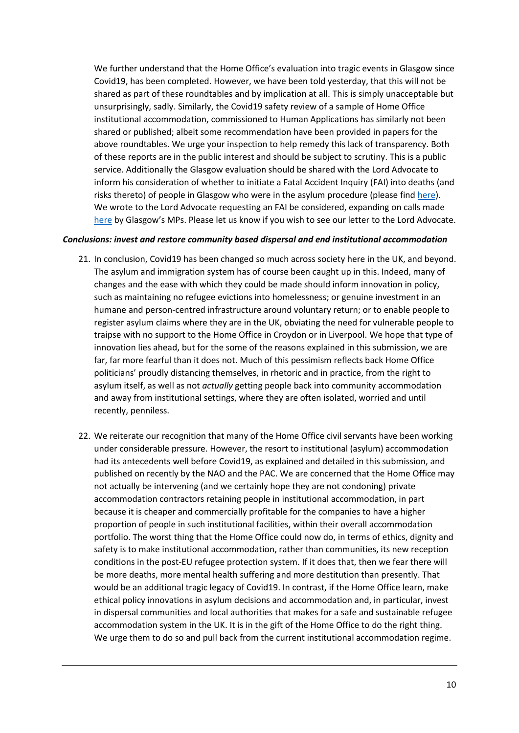We further understand that the Home Office's evaluation into tragic events in Glasgow since Covid19, has been completed. However, we have been told yesterday, that this will not be shared as part of these roundtables and by implication at all. This is simply unacceptable but unsurprisingly, sadly. Similarly, the Covid19 safety review of a sample of Home Office institutional accommodation, commissioned to Human Applications has similarly not been shared or published; albeit some recommendation have been provided in papers for the above roundtables. We urge your inspection to help remedy this lack of transparency. Both of these reports are in the public interest and should be subject to scrutiny. This is a public service. Additionally the Glasgow evaluation should be shared with the Lord Advocate to inform his consideration of whether to initiate a Fatal Accident Inquiry (FAI) into deaths (and risks thereto) of people in Glasgow who were in the asylum procedure (please find here). We wrote to the Lord Advocate requesting an FAI be considered, expanding on calls made here by Glasgow's MPs. Please let us know if you wish to see our letter to the Lord Advocate.

***Conclusions: invest and restore community based dispersal and end institutional accommodation***

21. In conclusion, Covid19 has been changed so much across society here in the UK, and beyond. The asylum and immigration system has of course been caught up in this. Indeed, many of changes and the ease with which they could be made should inform innovation in policy, such as maintaining no refugee evictions into homelessness; or genuine investment in an humane and person-centred infrastructure around voluntary return; or to enable people to register asylum claims where they are in the UK, obviating the need for vulnerable people to traipse with no support to the Home Office in Croydon or in Liverpool. We hope that type of innovation lies ahead, but for the some of the reasons explained in this submission, we are far, far more fearful than it does not. Much of this pessimism reflects back Home Office politicians' proudly distancing themselves, in rhetoric and in practice, from the right to asylum itself, as well as not *actually* getting people back into community accommodation and away from institutional settings, where they are often isolated, worried and until recently, penniless.

22. We reiterate our recognition that many of the Home Office civil servants have been working under considerable pressure. However, the resort to institutional (asylum) accommodation had its antecedents well before Covid19, as explained and detailed in this submission, and published on recently by the NAO and the PAC. We are concerned that the Home Office may not actually be intervening (and we certainly hope they are not condoning) private accommodation contractors retaining people in institutional accommodation, in part because it is cheaper and commercially profitable for the companies to have a higher proportion of people in such institutional facilities, within their overall accommodation portfolio. The worst thing that the Home Office could now do, in terms of ethics, dignity and safety is to make institutional accommodation, rather than communities, its new reception conditions in the post-EU refugee protection system. If it does that, then we fear there will be more deaths, more mental health suffering and more destitution than presently. That would be an additional tragic legacy of Covid19. In contrast, if the Home Office learn, make ethical policy innovations in asylum decisions and accommodation and, in particular, invest in dispersal communities and local authorities that makes for a safe and sustainable refugee accommodation system in the UK. It is in the gift of the Home Office to do the right thing. We urge them to do so and pull back from the current institutional accommodation regime.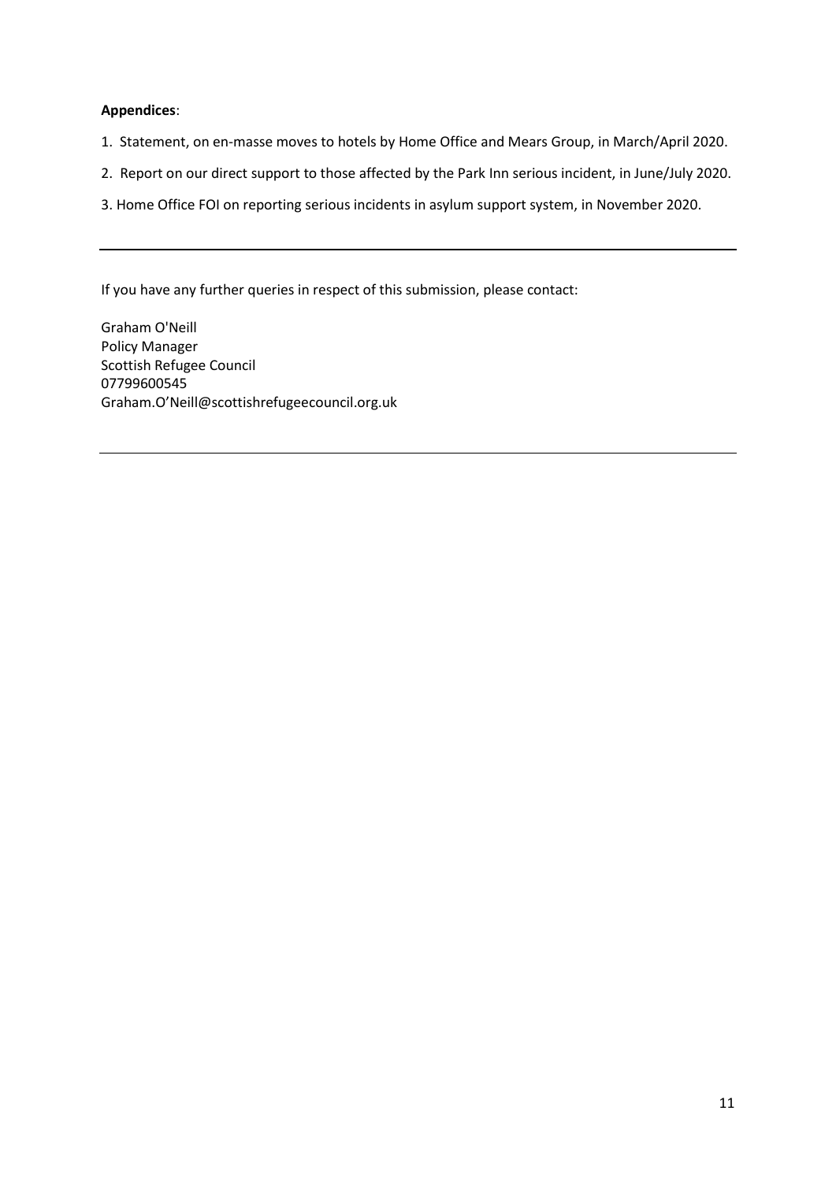**Appendices**:

1. Statement, on en-masse moves to hotels by Home Office and Mears Group, in March/April 2020.
2. Report on our direct support to those affected by the Park Inn serious incident, in June/July 2020.
3. Home Office FOI on reporting serious incidents in asylum support system, in November 2020.

---

If you have any further queries in respect of this submission, please contact:

Graham O'Neill
Policy Manager
Scottish Refugee Council
07799600545
Graham.O'Neill@scottishrefugeecouncil.org.uk

---